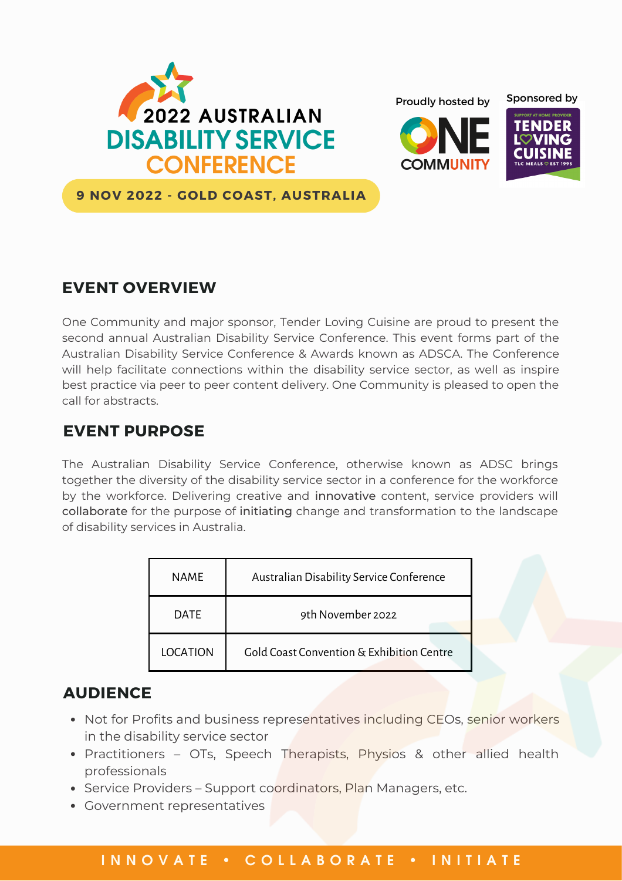# 2022 AUSTRALIAN DISABILITY SERVICE CONFERENCE

**9 NOV 2022 - GOLD COAST, AUSTRALIA**

Proudly hosted by ONE COMMUNITY

Sponsored by TENDER LOVING CUISINE

## EVENT OVERVIEW

One Community and major sponsor, Tender Loving Cuisine are proud to present the second annual Australian Disability Service Conference. This event forms part of the Australian Disability Service Conference & Awards known as ADSCA. The Conference will help facilitate connections within the disability service sector, as well as inspire best practice via peer to peer content delivery. One Community is pleased to open the call for abstracts.

## EVENT PURPOSE

The Australian Disability Service Conference, otherwise known as ADSC brings together the diversity of the disability service sector in a conference for the workforce by the workforce. Delivering creative and innovative content, service providers will collaborate for the purpose of initiating change and transformation to the landscape of disability services in Australia.

| NAME | Australian Disability Service Conference |
|---|---|
| DATE | 9th November 2022 |
| LOCATION | Gold Coast Convention & Exhibition Centre |

## AUDIENCE

- Not for Profits and business representatives including CEOs, senior workers in the disability service sector
- Practitioners – OTs, Speech Therapists, Physios & other allied health professionals
- Service Providers – Support coordinators, Plan Managers, etc.
- Government representatives

INNOVATE • COLLABORATE • INITIATE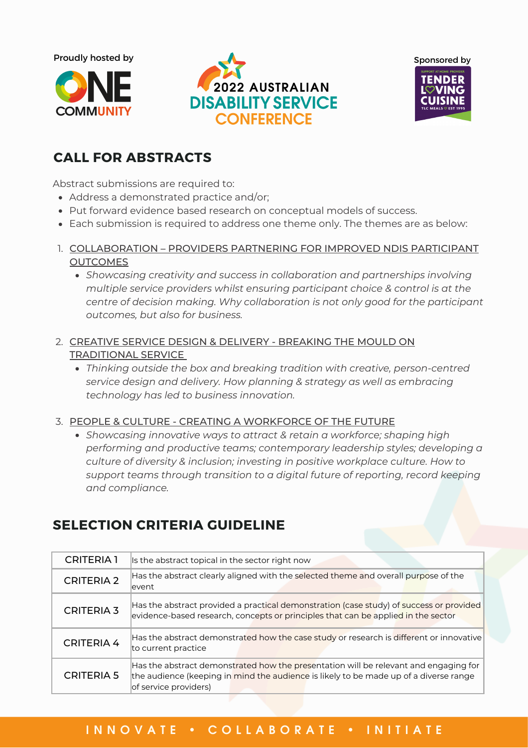Proudly hosted by

Sponsored by

## CALL FOR ABSTRACTS

Abstract submissions are required to:

- Address a demonstrated practice and/or;
- Put forward evidence based research on conceptual models of success.
- Each submission is required to address one theme only. The themes are as below:

1. COLLABORATION – PROVIDERS PARTNERING FOR IMPROVED NDIS PARTICIPANT OUTCOMES
   - *Showcasing creativity and success in collaboration and partnerships involving multiple service providers whilst ensuring participant choice & control is at the centre of decision making. Why collaboration is not only good for the participant outcomes, but also for business.*
2. CREATIVE SERVICE DESIGN & DELIVERY - BREAKING THE MOULD ON TRADITIONAL SERVICE
   - *Thinking outside the box and breaking tradition with creative, person-centred service design and delivery. How planning & strategy as well as embracing technology has led to business innovation.*
3. PEOPLE & CULTURE - CREATING A WORKFORCE OF THE FUTURE
   - *Showcasing innovative ways to attract & retain a workforce; shaping high performing and productive teams; contemporary leadership styles; developing a culture of diversity & inclusion; investing in positive workplace culture. How to support teams through transition to a digital future of reporting, record keeping and compliance.*

## SELECTION CRITERIA GUIDELINE

| | |
|---|---|
| CRITERIA 1 | Is the abstract topical in the sector right now |
| CRITERIA 2 | Has the abstract clearly aligned with the selected theme and overall purpose of the event |
| CRITERIA 3 | Has the abstract provided a practical demonstration (case study) of success or provided evidence-based research, concepts or principles that can be applied in the sector |
| CRITERIA 4 | Has the abstract demonstrated how the case study or research is different or innovative to current practice |
| CRITERIA 5 | Has the abstract demonstrated how the presentation will be relevant and engaging for the audience (keeping in mind the audience is likely to be made up of a diverse range of service providers) |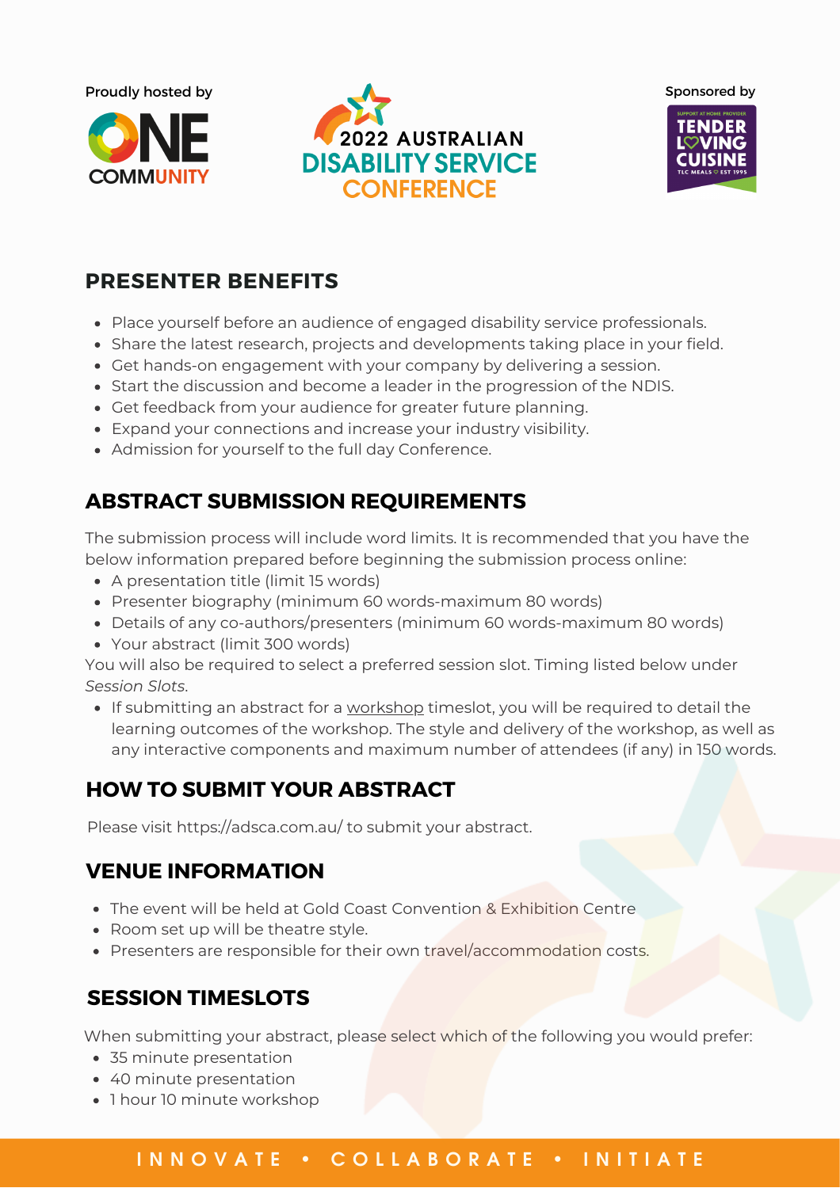Proudly hosted by

ONE COMMUNITY

2022 AUSTRALIAN DISABILITY SERVICE CONFERENCE

Sponsored by

TENDER LOVING CUISINE

## PRESENTER BENEFITS

- Place yourself before an audience of engaged disability service professionals.
- Share the latest research, projects and developments taking place in your field.
- Get hands-on engagement with your company by delivering a session.
- Start the discussion and become a leader in the progression of the NDIS.
- Get feedback from your audience for greater future planning.
- Expand your connections and increase your industry visibility.
- Admission for yourself to the full day Conference.

## ABSTRACT SUBMISSION REQUIREMENTS

The submission process will include word limits. It is recommended that you have the below information prepared before beginning the submission process online:

- A presentation title (limit 15 words)
- Presenter biography (minimum 60 words-maximum 80 words)
- Details of any co-authors/presenters (minimum 60 words-maximum 80 words)
- Your abstract (limit 300 words)

You will also be required to select a preferred session slot. Timing listed below under *Session Slots*.

- If submitting an abstract for a workshop timeslot, you will be required to detail the learning outcomes of the workshop. The style and delivery of the workshop, as well as any interactive components and maximum number of attendees (if any) in 150 words.

## HOW TO SUBMIT YOUR ABSTRACT

Please visit https://adsca.com.au/ to submit your abstract.

## VENUE INFORMATION

- The event will be held at Gold Coast Convention & Exhibition Centre
- Room set up will be theatre style.
- Presenters are responsible for their own travel/accommodation costs.

## SESSION TIMESLOTS

When submitting your abstract, please select which of the following you would prefer:

- 35 minute presentation
- 40 minute presentation
- 1 hour 10 minute workshop

INNOVATE • COLLABORATE • INITIATE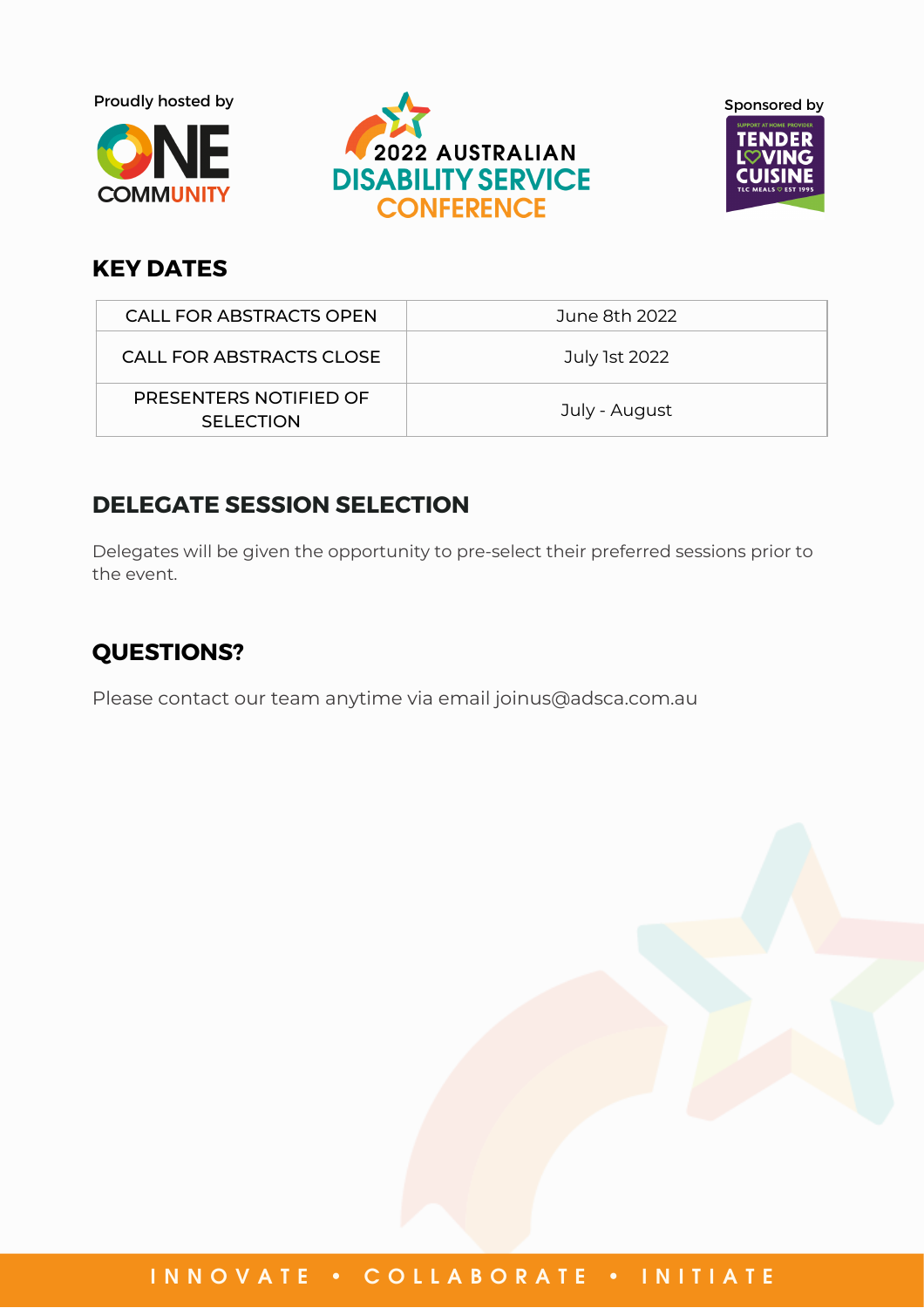Proudly hosted by

ONE COMMUNITY

2022 AUSTRALIAN DISABILITY SERVICE CONFERENCE

Sponsored by

TENDER LOVING CUISINE

## KEY DATES

| | |
|---|---|
| CALL FOR ABSTRACTS OPEN | June 8th 2022 |
| CALL FOR ABSTRACTS CLOSE | July 1st 2022 |
| PRESENTERS NOTIFIED OF SELECTION | July - August |

## DELEGATE SESSION SELECTION

Delegates will be given the opportunity to pre-select their preferred sessions prior to the event.

## QUESTIONS?

Please contact our team anytime via email joinus@adsca.com.au

INNOVATE • COLLABORATE • INITIATE